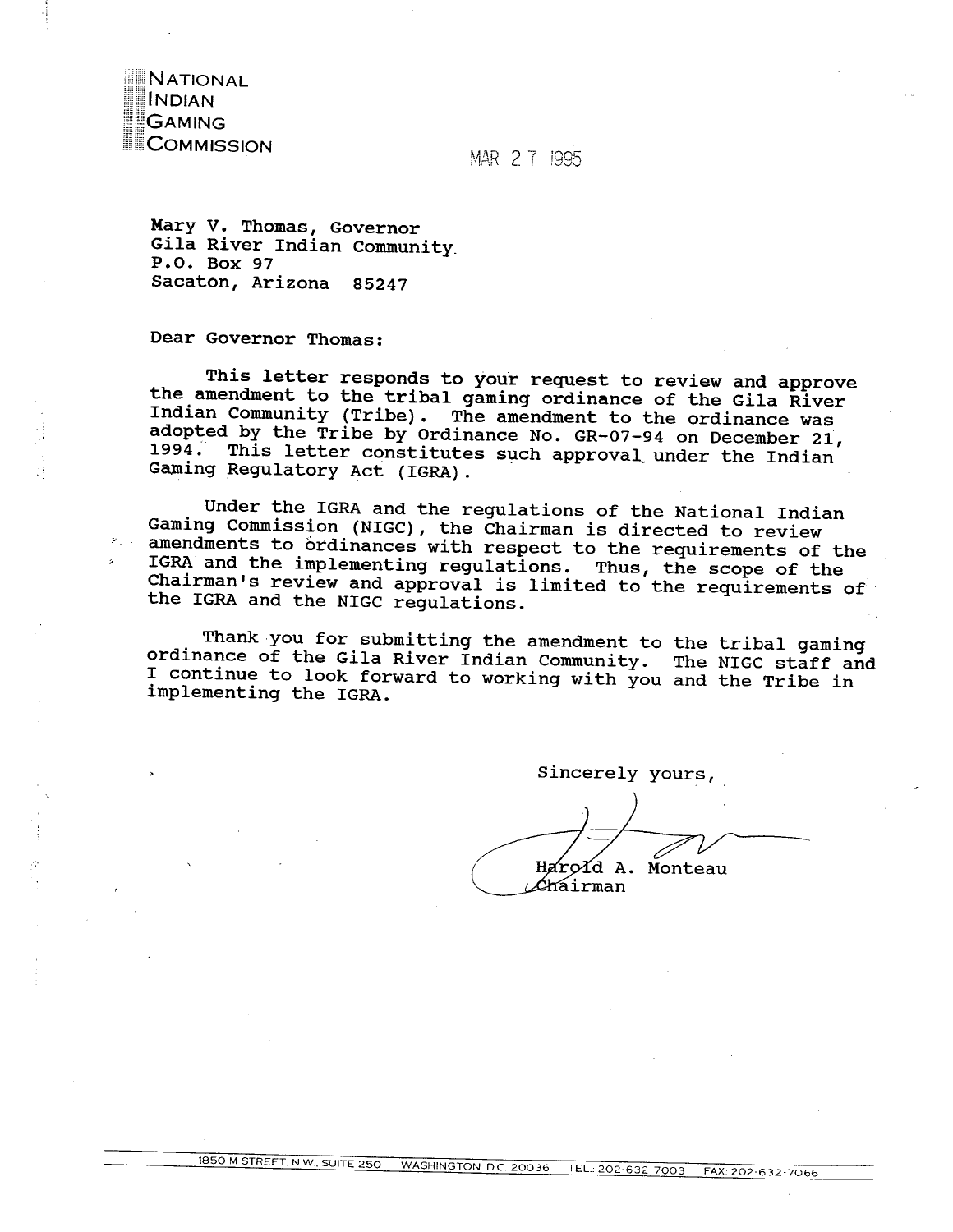NATIONAL
INDIAN
GAMING
COMMISSION

MAR 27 1995

Mary V. Thomas, Governor
Gila River Indian Community
P.O. Box 97
Sacaton, Arizona 85247

Dear Governor Thomas:

This letter responds to your request to review and approve the amendment to the tribal gaming ordinance of the Gila River Indian Community (Tribe). The amendment to the ordinance was adopted by the Tribe by Ordinance No. GR-07-94 on December 21, 1994. This letter constitutes such approval under the Indian Gaming Regulatory Act (IGRA).

Under the IGRA and the regulations of the National Indian Gaming Commission (NIGC), the Chairman is directed to review amendments to ordinances with respect to the requirements of the IGRA and the implementing regulations. Thus, the scope of the Chairman's review and approval is limited to the requirements of the IGRA and the NIGC regulations.

Thank you for submitting the amendment to the tribal gaming ordinance of the Gila River Indian Community. The NIGC staff and I continue to look forward to working with you and the Tribe in implementing the IGRA.

Sincerely yours,

Harold A. Monteau
Chairman

1850 M STREET, N.W., SUITE 250 WASHINGTON, D.C. 20036 TEL.: 202-632-7003 FAX: 202-632-7066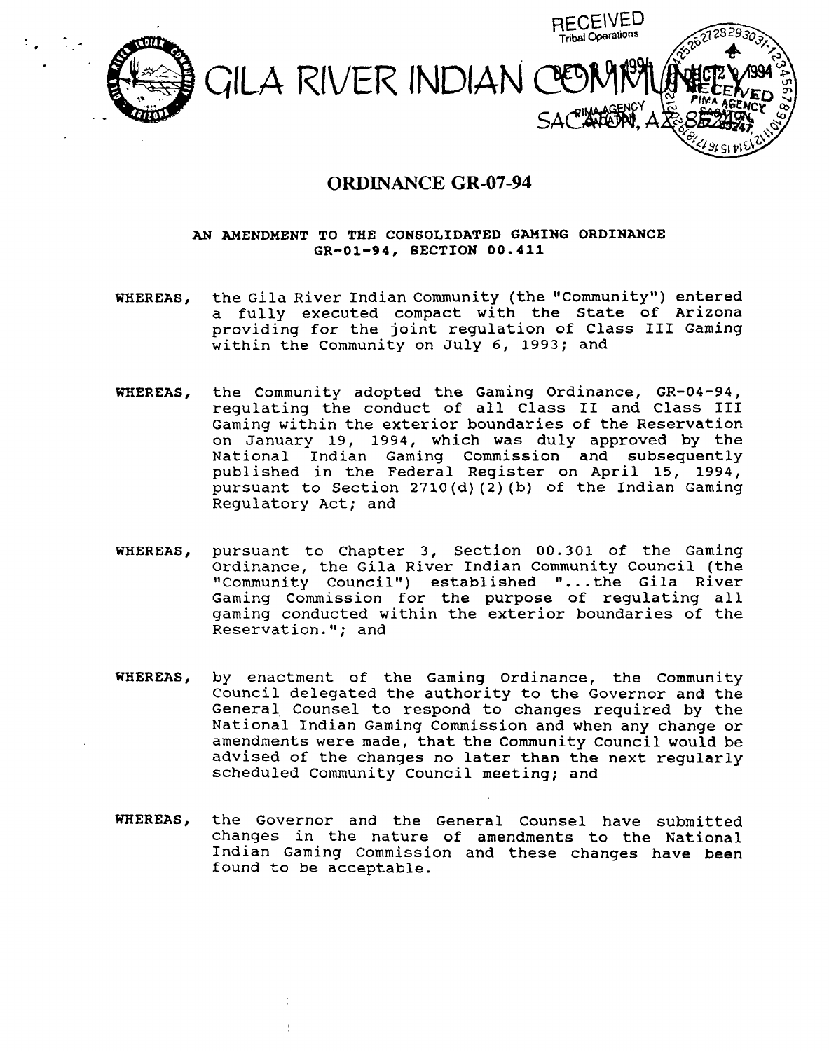GILA RIVER INDIAN COMMUNITY
SACATON, AZ 85247

RECEIVED
Tribal Operations

# ORDINANCE GR-07-94

### AN AMENDMENT TO THE CONSOLIDATED GAMING ORDINANCE GR-01-94, SECTION 00.411

**WHEREAS,** the Gila River Indian Community (the "Community") entered a fully executed compact with the State of Arizona providing for the joint regulation of Class III Gaming within the Community on July 6, 1993; and

**WHEREAS,** the Community adopted the Gaming Ordinance, GR-04-94, regulating the conduct of all Class II and Class III Gaming within the exterior boundaries of the Reservation on January 19, 1994, which was duly approved by the National Indian Gaming Commission and subsequently published in the Federal Register on April 15, 1994, pursuant to Section 2710(d)(2)(b) of the Indian Gaming Regulatory Act; and

**WHEREAS,** pursuant to Chapter 3, Section 00.301 of the Gaming Ordinance, the Gila River Indian Community Council (the "Community Council") established "...the Gila River Gaming Commission for the purpose of regulating all gaming conducted within the exterior boundaries of the Reservation."; and

**WHEREAS,** by enactment of the Gaming Ordinance, the Community Council delegated the authority to the Governor and the General Counsel to respond to changes required by the National Indian Gaming Commission and when any change or amendments were made, that the Community Council would be advised of the changes no later than the next regularly scheduled Community Council meeting; and

**WHEREAS,** the Governor and the General Counsel have submitted changes in the nature of amendments to the National Indian Gaming Commission and these changes have been found to be acceptable.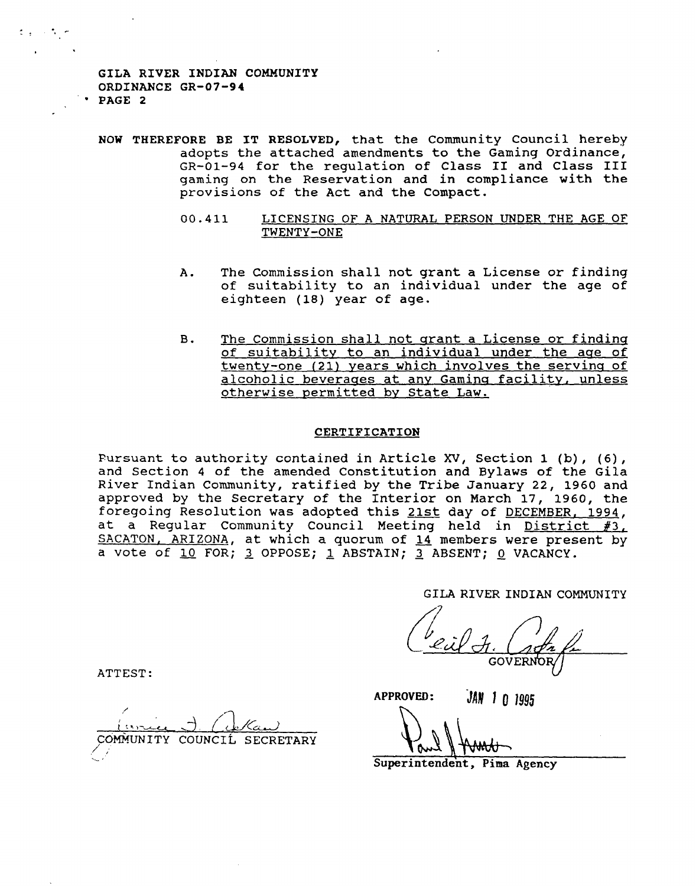GILA RIVER INDIAN COMMUNITY
ORDINANCE GR-07-94
PAGE 2

**NOW THEREFORE BE IT RESOLVED,** that the Community Council hereby adopts the attached amendments to the Gaming Ordinance, GR-01-94 for the regulation of Class II and Class III gaming on the Reservation and in compliance with the provisions of the Act and the Compact.

00.411 LICENSING OF A NATURAL PERSON UNDER THE AGE OF TWENTY-ONE

A. The Commission shall not grant a License or finding of suitability to an individual under the age of eighteen (18) year of age.

B. The Commission shall not grant a License or finding of suitability to an individual under the age of twenty-one (21) years which involves the serving of alcoholic beverages at any Gaming facility, unless otherwise permitted by State Law.

## CERTIFICATION

Pursuant to authority contained in Article XV, Section 1 (b), (6), and Section 4 of the amended Constitution and Bylaws of the Gila River Indian Community, ratified by the Tribe January 22, 1960 and approved by the Secretary of the Interior on March 17, 1960, the foregoing Resolution was adopted this 21st day of DECEMBER, 1994, at a Regular Community Council Meeting held in District #3, SACATON, ARIZONA, at which a quorum of 14 members were present by a vote of 10 FOR; 3 OPPOSE; 1 ABSTAIN; 3 ABSENT; 0 VACANCY.

GILA RIVER INDIAN COMMUNITY

GOVERNOR

ATTEST:

COMMUNITY COUNCIL SECRETARY

**APPROVED:** JAN 10 1995

**Superintendent, Pima Agency**